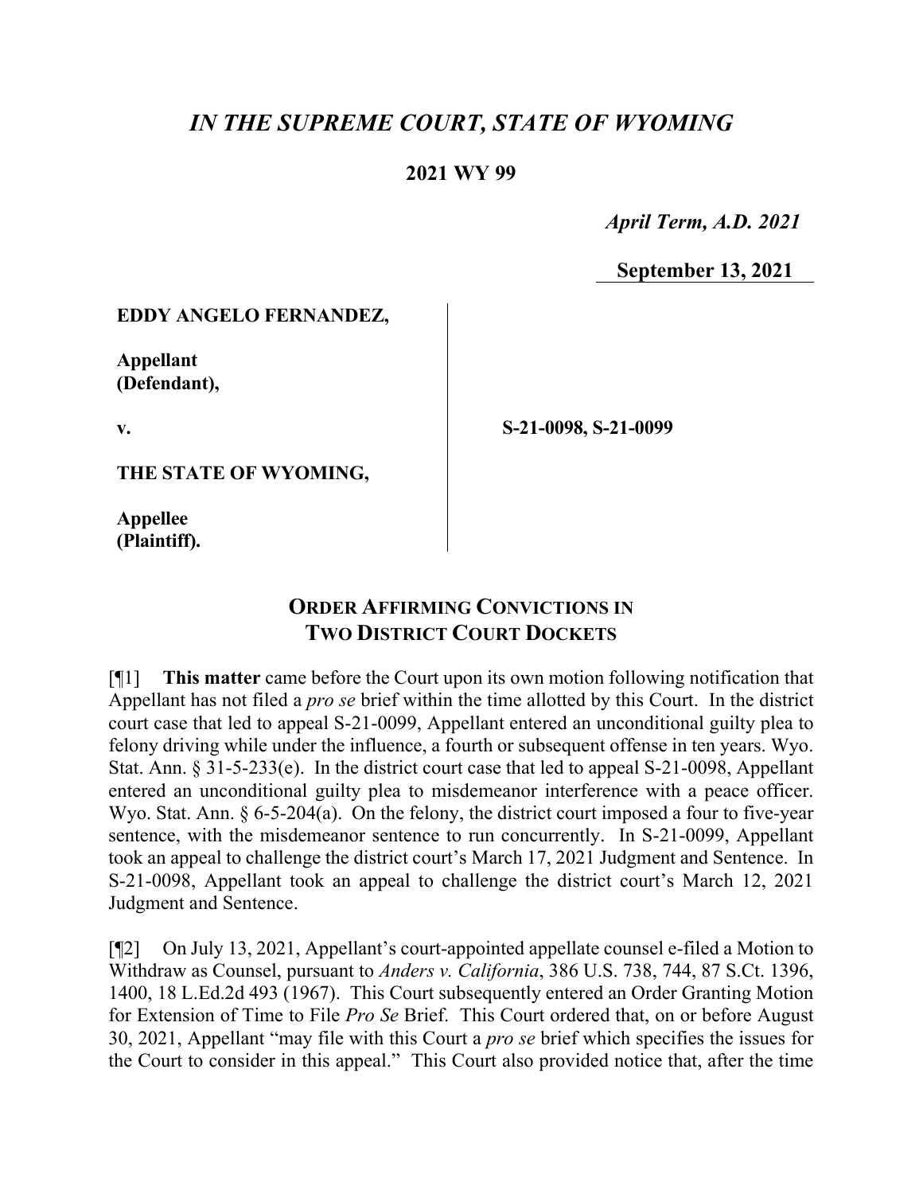# *IN THE SUPREME COURT, STATE OF WYOMING*

**2021 WY 99**

*April Term, A.D. 2021*

**September 13, 2021**

**EDDY ANGELO FERNANDEZ,**

**Appellant (Defendant),**

**v.**

**THE STATE OF WYOMING,**

**Appellee (Plaintiff).**

**S-21-0098, S-21-0099**

## ORDER AFFIRMING CONVICTIONS IN TWO DISTRICT COURT DOCKETS

[¶1] **This matter** came before the Court upon its own motion following notification that Appellant has not filed a *pro se* brief within the time allotted by this Court. In the district court case that led to appeal S-21-0099, Appellant entered an unconditional guilty plea to felony driving while under the influence, a fourth or subsequent offense in ten years. Wyo. Stat. Ann. § 31-5-233(e). In the district court case that led to appeal S-21-0098, Appellant entered an unconditional guilty plea to misdemeanor interference with a peace officer. Wyo. Stat. Ann. § 6-5-204(a). On the felony, the district court imposed a four to five-year sentence, with the misdemeanor sentence to run concurrently. In S-21-0099, Appellant took an appeal to challenge the district court's March 17, 2021 Judgment and Sentence. In S-21-0098, Appellant took an appeal to challenge the district court's March 12, 2021 Judgment and Sentence.

[¶2] On July 13, 2021, Appellant's court-appointed appellate counsel e-filed a Motion to Withdraw as Counsel, pursuant to *Anders v. California*, 386 U.S. 738, 744, 87 S.Ct. 1396, 1400, 18 L.Ed.2d 493 (1967). This Court subsequently entered an Order Granting Motion for Extension of Time to File *Pro Se* Brief. This Court ordered that, on or before August 30, 2021, Appellant "may file with this Court a *pro se* brief which specifies the issues for the Court to consider in this appeal." This Court also provided notice that, after the time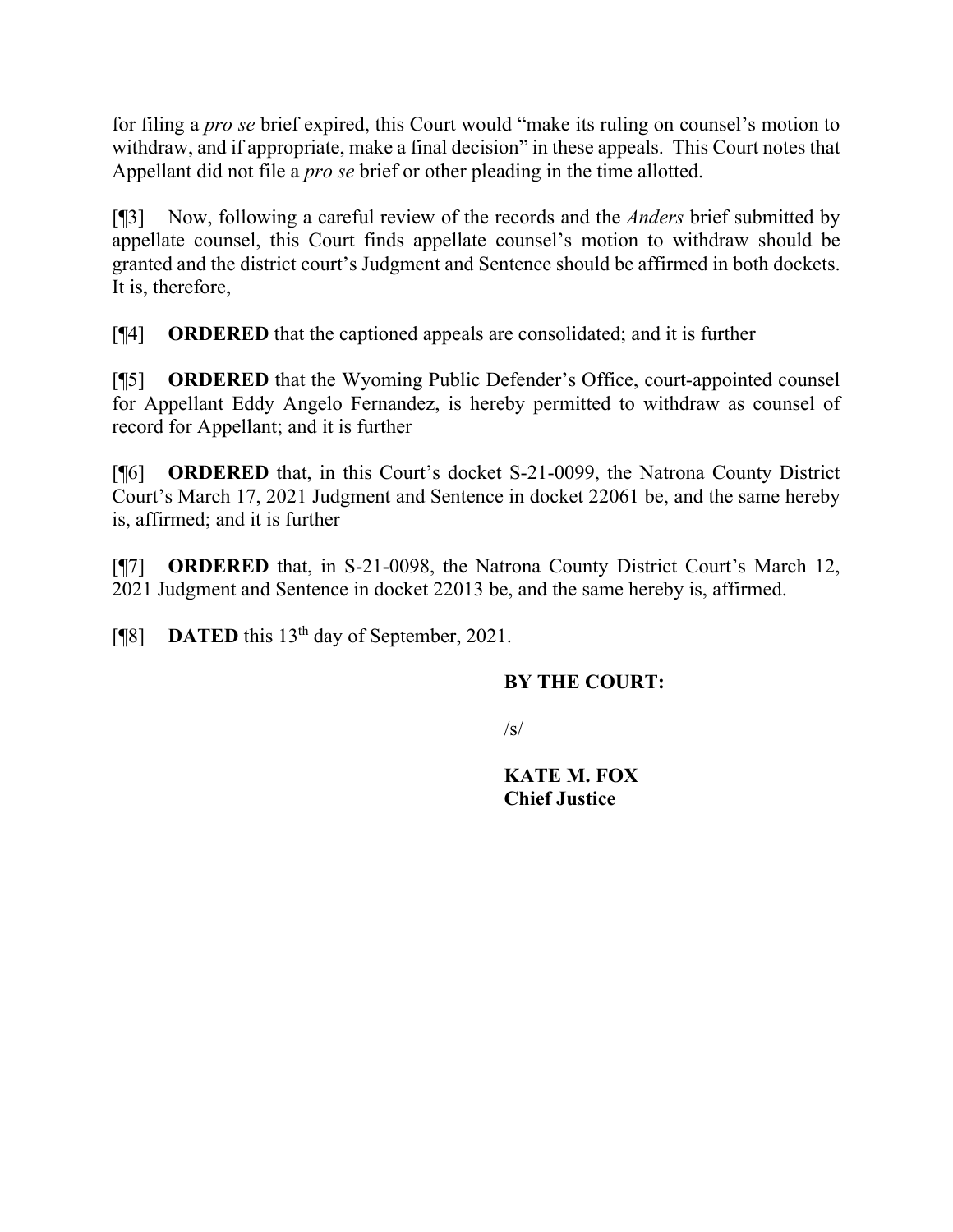for filing a *pro se* brief expired, this Court would "make its ruling on counsel's motion to withdraw, and if appropriate, make a final decision" in these appeals. This Court notes that Appellant did not file a *pro se* brief or other pleading in the time allotted.

[¶3] Now, following a careful review of the records and the *Anders* brief submitted by appellate counsel, this Court finds appellate counsel's motion to withdraw should be granted and the district court's Judgment and Sentence should be affirmed in both dockets. It is, therefore,

[¶4] **ORDERED** that the captioned appeals are consolidated; and it is further

[¶5] **ORDERED** that the Wyoming Public Defender's Office, court-appointed counsel for Appellant Eddy Angelo Fernandez, is hereby permitted to withdraw as counsel of record for Appellant; and it is further

[¶6] **ORDERED** that, in this Court's docket S-21-0099, the Natrona County District Court's March 17, 2021 Judgment and Sentence in docket 22061 be, and the same hereby is, affirmed; and it is further

[¶7] **ORDERED** that, in S-21-0098, the Natrona County District Court's March 12, 2021 Judgment and Sentence in docket 22013 be, and the same hereby is, affirmed.

[¶8] **DATED** this 13th day of September, 2021.

**BY THE COURT:**

/s/

**KATE M. FOX**
**Chief Justice**